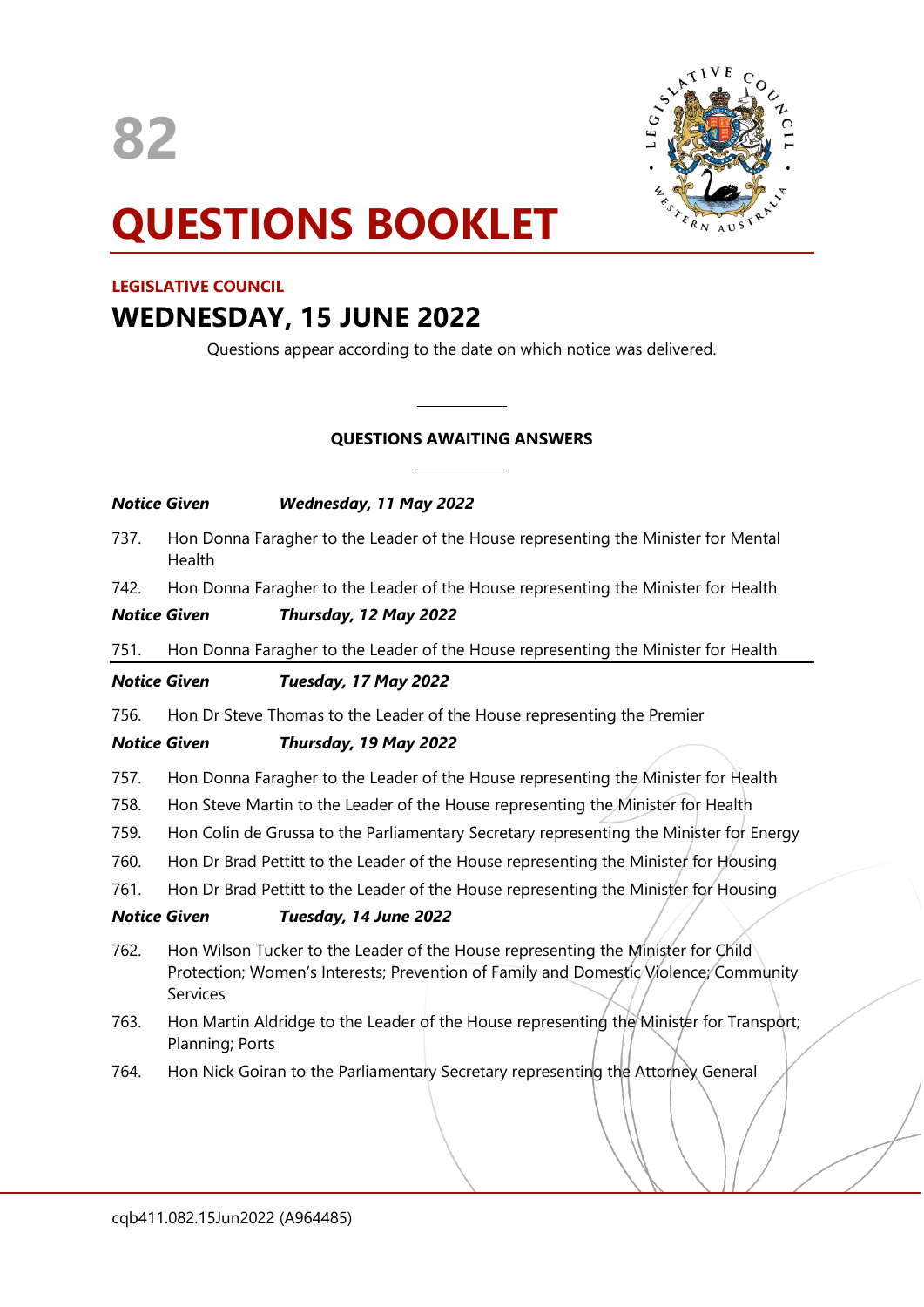82

# QUESTIONS BOOKLET

**LEGISLATIVE COUNCIL**

## WEDNESDAY, 15 JUNE 2022

Questions appear according to the date on which notice was delivered.

---

**QUESTIONS AWAITING ANSWERS**

---

***Notice Given*** ***Wednesday, 11 May 2022***

737. Hon Donna Faragher to the Leader of the House representing the Minister for Mental Health

742. Hon Donna Faragher to the Leader of the House representing the Minister for Health

***Notice Given*** ***Thursday, 12 May 2022***

751. Hon Donna Faragher to the Leader of the House representing the Minister for Health

***Notice Given*** ***Tuesday, 17 May 2022***

756. Hon Dr Steve Thomas to the Leader of the House representing the Premier

***Notice Given*** ***Thursday, 19 May 2022***

757. Hon Donna Faragher to the Leader of the House representing the Minister for Health

758. Hon Steve Martin to the Leader of the House representing the Minister for Health

759. Hon Colin de Grussa to the Parliamentary Secretary representing the Minister for Energy

760. Hon Dr Brad Pettitt to the Leader of the House representing the Minister for Housing

761. Hon Dr Brad Pettitt to the Leader of the House representing the Minister for Housing

***Notice Given*** ***Tuesday, 14 June 2022***

762. Hon Wilson Tucker to the Leader of the House representing the Minister for Child Protection; Women's Interests; Prevention of Family and Domestic Violence; Community Services

763. Hon Martin Aldridge to the Leader of the House representing the Minister for Transport; Planning; Ports

764. Hon Nick Goiran to the Parliamentary Secretary representing the Attorney General

cqb411.082.15Jun2022 (A964485)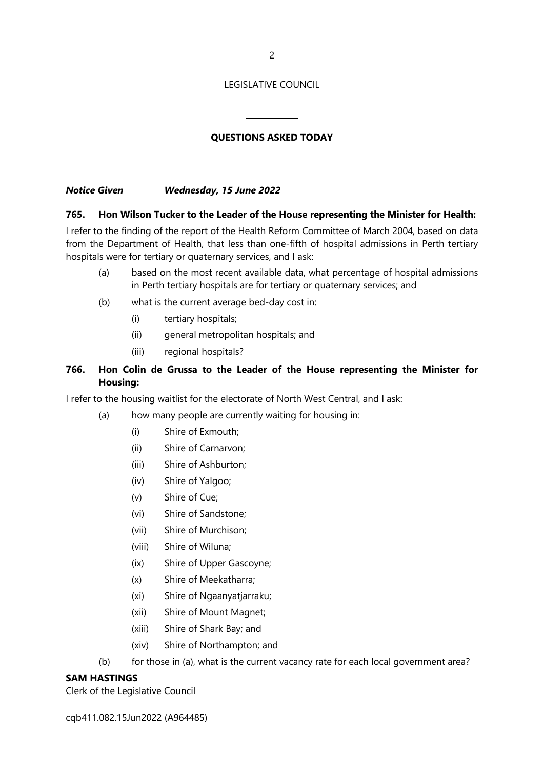LEGISLATIVE COUNCIL

## QUESTIONS ASKED TODAY

***Notice Given Wednesday, 15 June 2022***

**765. Hon Wilson Tucker to the Leader of the House representing the Minister for Health:**

I refer to the finding of the report of the Health Reform Committee of March 2004, based on data from the Department of Health, that less than one-fifth of hospital admissions in Perth tertiary hospitals were for tertiary or quaternary services, and I ask:

- (a) based on the most recent available data, what percentage of hospital admissions in Perth tertiary hospitals are for tertiary or quaternary services; and
- (b) what is the current average bed-day cost in:
  - (i) tertiary hospitals;
  - (ii) general metropolitan hospitals; and
  - (iii) regional hospitals?

**766. Hon Colin de Grussa to the Leader of the House representing the Minister for Housing:**

I refer to the housing waitlist for the electorate of North West Central, and I ask:

- (a) how many people are currently waiting for housing in:
  - (i) Shire of Exmouth;
  - (ii) Shire of Carnarvon;
  - (iii) Shire of Ashburton;
  - (iv) Shire of Yalgoo;
  - (v) Shire of Cue;
  - (vi) Shire of Sandstone;
  - (vii) Shire of Murchison;
  - (viii) Shire of Wiluna;
  - (ix) Shire of Upper Gascoyne;
  - (x) Shire of Meekatharra;
  - (xi) Shire of Ngaanyatjarraku;
  - (xii) Shire of Mount Magnet;
  - (xiii) Shire of Shark Bay; and
  - (xiv) Shire of Northampton; and
- (b) for those in (a), what is the current vacancy rate for each local government area?

**SAM HASTINGS**
Clerk of the Legislative Council

cqb411.082.15Jun2022 (A964485)